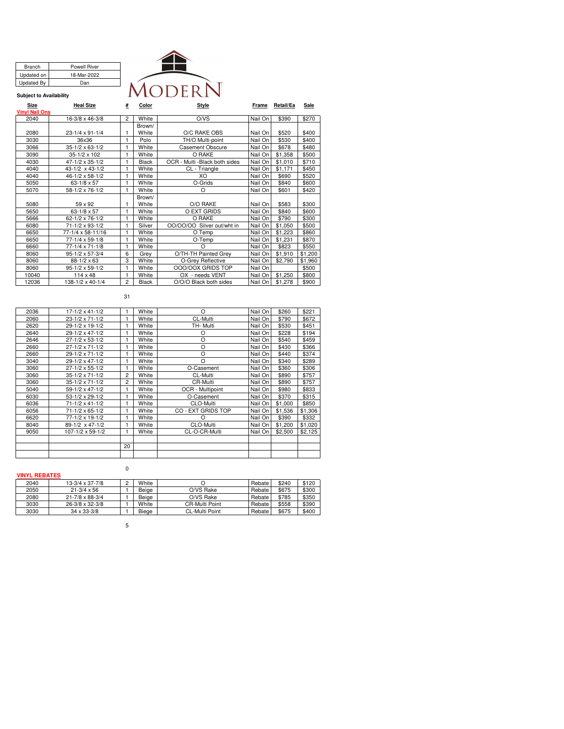| Branch | Powell River |
|---|---|
| Updated on | 18-Mar-2022 |
| Updated By | Dan |

MODERN

**Subject to Availability**

| Size | Heal Size | # | Color | Style | Frame | Retail/Ea | Sale |
|---|---|---|---|---|---|---|---|
| **Vinyl Nail Ons** | | | | | | | |
| 2040 | 16-3/8 x 46-3/8 | 2 | White | O/VS | Nail On | $390 | $270 |
| 2080 | 23-1/4 x 91-1/4 | 1 | Brown/ White | O/C RAKE OBS | Nail On | $520 | $400 |
| 3030 | 36x36 | 1 | Polo | TH/O Multi-point | Nail On | $530 | $400 |
| 3066 | 35-1/2 x 63-1/2 | 1 | White | Casement Obscure | Nail On | $678 | $480 |
| 3090 | 35-1/2 x 102 | 1 | White | O RAKE | Nail On | $1,358 | $500 |
| 4030 | 47-1/2 x 35-1/2 | 1 | Black | OCR - Multi -Black both sides | Nail On | $1,010 | $710 |
| 4040 | 43-1/2 x 43-1/2 | 1 | White | CL - Triangle | Nail On | $1,171 | $450 |
| 4040 | 46-1/2 x 58-1/2 | 1 | White | XO | Nail On | $690 | $520 |
| 5050 | 63-1/8 x 57 | 1 | White | O-Grids | Nail On | $840 | $600 |
| 5070 | 58-1/2 x 76-1/2 | 1 | White | O | Nail On | $601 | $420 |
| 5080 | 59 x 92 | 1 | Brown/ White | O/O RAKE | Nail On | $583 | $300 |
| 5650 | 63-1/8 x 57 | 1 | White | O EXT GRIDS | Nail On | $840 | $600 |
| 5666 | 62-1/2 x 76-1/2 | 1 | White | O RAKE | Nail On | $790 | $300 |
| 6080 | 71-1/2 x 93-1/2 | 1 | Silver | OO/OO/OO Silver out/wht in | Nail On | $1,050 | $500 |
| 6650 | 77-1/4 x 58-11/16 | 1 | White | O Temp | Nail On | $1,223 | $860 |
| 6650 | 77-1/4 x 59-1/8 | 1 | White | O-Temp | Nail On | $1,231 | $870 |
| 6660 | 77-1/4 x 71-1/8 | 1 | White | O | Nail On | $823 | $550 |
| 8060 | 95-1/2 x 57-3/4 | 6 | Grey | O/TH-TH Painted Grey | Nail On | $1,910 | $1,200 |
| 8060 | 88-1/2 x 63 | 3 | White | O-Grey Reflective | Nail On | $2,790 | $1,960 |
| 8060 | 95-1/2 x 59-1/2 | 1 | White | OOO/OOX GRIDS TOP | Nail On | | $500 |
| 10040 | 114 x 48 | 1 | White | OX - needs VENT | Nail On | $1,250 | $800 |
| 12036 | 138-1/2 x 40-1/4 | 2 | Black | O/O/O Black both sides | Nail On | $1,278 | $900 |
| | | 31 | | | | | |

| Size | Heal Size | # | Color | Style | Frame | Retail/Ea | Sale |
|---|---|---|---|---|---|---|---|
| 2036 | 17-1/2 x 41-1/2 | 1 | White | O | Nail On | $260 | $221 |
| 2060 | 23-1/2 x 71-1/2 | 1 | White | CL-Multi | Nail On | $790 | $672 |
| 2620 | 29-1/2 x 19-1/2 | 1 | White | TH- Multi | Nail On | $530 | $451 |
| 2640 | 29-1/2 x 47-1/2 | 1 | White | O | Nail On | $228 | $194 |
| 2646 | 27-1/2 x 53-1/2 | 1 | White | O | Nail On | $540 | $459 |
| 2660 | 27-1/2 x 71-1/2 | 1 | White | O | Nail On | $430 | $366 |
| 2660 | 29-1/2 x 71-1/2 | 1 | White | O | Nail On | $440 | $374 |
| 3040 | 29-1/2 x 47-1/2 | 1 | White | O | Nail On | $340 | $289 |
| 3060 | 27-1/2 x 55-1/2 | 1 | White | O-Casement | Nail On | $360 | $306 |
| 3060 | 35-1/2 x 71-1/2 | 2 | White | CL-Multi | Nail On | $890 | $757 |
| 3060 | 35-1/2 x 71-1/2 | 2 | White | CR-Multi | Nail On | $890 | $757 |
| 5040 | 59-1/2 x 47-1/2 | 1 | White | OCR - Multipoint | Nail On | $980 | $833 |
| 6030 | 53-1/2 x 29-1/2 | 1 | White | O-Casement | Nail On | $370 | $315 |
| 6036 | 71-1/2 x 41-1/2 | 1 | White | CLO-Multi | Nail On | $1,000 | $850 |
| 6056 | 71-1/2 x 65-1/2 | 1 | White | CO - EXT GRIDS TOP | Nail On | $1,536 | $1,306 |
| 6620 | 77-1/2 x 19-1/2 | 1 | White | O | Nail On | $390 | $332 |
| 8040 | 89-1/2 x 47-1/2 | 1 | White | CLO-Multi | Nail On | $1,200 | $1,020 |
| 9050 | 107-1/2 x 59-1/2 | 1 | White | CL-O-CR-Multi | Nail On | $2,500 | $2,125 |
| | | | | | | | |
| | | 20 | | | | | |
| | | | | | | | |
| | | 0 | | | | | |

| Size | Heal Size | # | Color | Style | Frame | Retail/Ea | Sale |
|---|---|---|---|---|---|---|---|
| **VINYL REBATES** | | | | | | | |
| 2040 | 13-3/4 x 37-7/8 | 2 | White | O | Rebate | $240 | $120 |
| 2050 | 21-3/4 x 56 | 1 | Beige | O/VS Rake | Rebate | $675 | $300 |
| 2080 | 21-7/8 x 88-3/4 | 1 | Beige | O/VS Rake | Rebate | $785 | $350 |
| 3030 | 26-3/8 x 32-3/8 | 1 | White | CR-Multi Point | Rebate | $558 | $390 |
| 3030 | 34 x 33-3/8 | 1 | Biege | CL-Multi Point | Rebate | $675 | $400 |
| | | 5 | | | | | |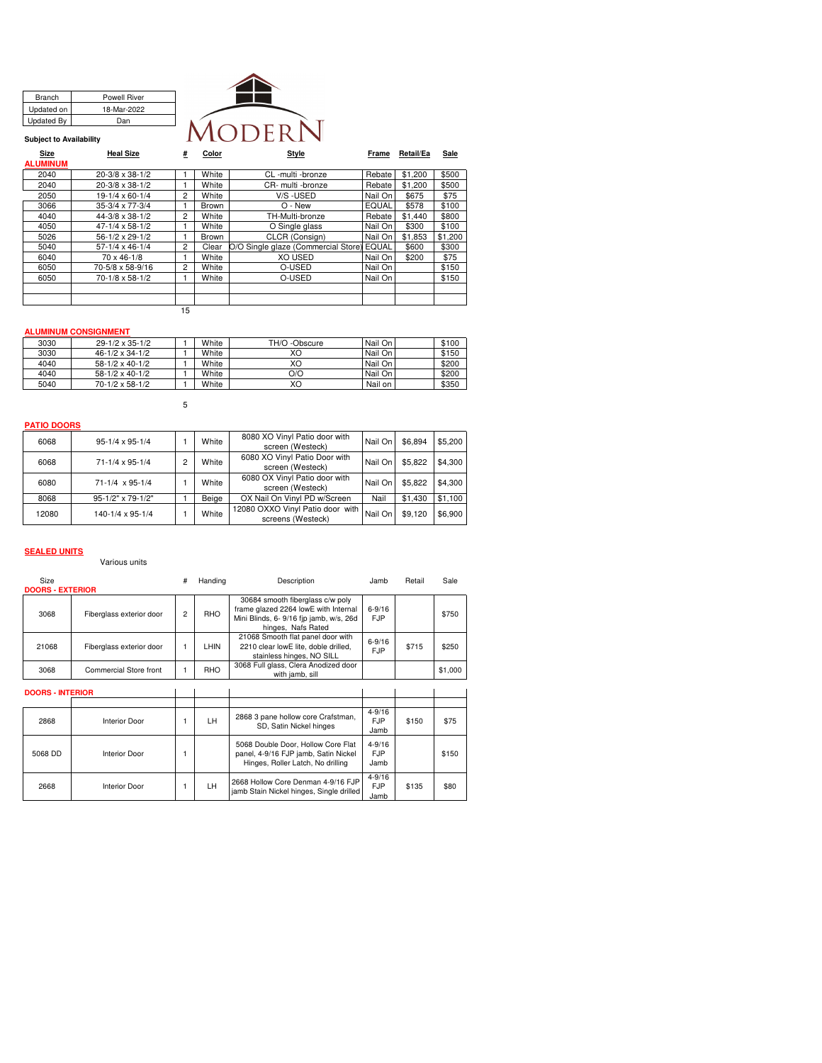| Branch | Powell River |
|---|---|
| Updated on | 18-Mar-2022 |
| Updated By | Dan |

MODERN

**Subject to Availability**

| Size | Heal Size | # | Color | Style | Frame | Retail/Ea | Sale |
|---|---|---|---|---|---|---|---|
| **ALUMINUM** | | | | | | | |
| 2040 | 20-3/8 x 38-1/2 | 1 | White | CL -multi -bronze | Rebate | $1,200 | $500 |
| 2040 | 20-3/8 x 38-1/2 | 1 | White | CR- multi -bronze | Rebate | $1,200 | $500 |
| 2050 | 19-1/4 x 60-1/4 | 2 | White | V/S -USED | Nail On | $675 | $75 |
| 3066 | 35-3/4 x 77-3/4 | 1 | Brown | O - New | EQUAL | $578 | $100 |
| 4040 | 44-3/8 x 38-1/2 | 2 | White | TH-Multi-bronze | Rebate | $1,440 | $800 |
| 4050 | 47-1/4 x 58-1/2 | 1 | White | O Single glass | Nail On | $300 | $100 |
| 5026 | 56-1/2 x 29-1/2 | 1 | Brown | CLCR (Consign) | Nail On | $1,853 | $1,200 |
| 5040 | 57-1/4 x 46-1/4 | 2 | Clear | O/O Single glaze (Commercial Store) | EQUAL | $600 | $300 |
| 6040 | 70 x 46-1/8 | 1 | White | XO USED | Nail On | $200 | $75 |
| 6050 | 70-5/8 x 58-9/16 | 2 | White | O-USED | Nail On | | $150 |
| 6050 | 70-1/8 x 58-1/2 | 1 | White | O-USED | Nail On | | $150 |
| | | | | | | | |
| | | | | | | | |
| | | 15 | | | | | |

**ALUMINUM CONSIGNMENT**

| | | | | | | | |
|---|---|---|---|---|---|---|---|
| 3030 | 29-1/2 x 35-1/2 | 1 | White | TH/O -Obscure | Nail On | | $100 |
| 3030 | 46-1/2 x 34-1/2 | 1 | White | XO | Nail On | | $150 |
| 4040 | 58-1/2 x 40-1/2 | 1 | White | XO | Nail On | | $200 |
| 4040 | 58-1/2 x 40-1/2 | 1 | White | O/O | Nail On | | $200 |
| 5040 | 70-1/2 x 58-1/2 | 1 | White | XO | Nail on | | $350 |
| | | 5 | | | | | |

**PATIO DOORS**

| | | | | | | | |
|---|---|---|---|---|---|---|---|
| 6068 | 95-1/4 x 95-1/4 | 1 | White | 8080 XO Vinyl Patio door with screen (Westeck) | Nail On | $6,894 | $5,200 |
| 6068 | 71-1/4 x 95-1/4 | 2 | White | 6080 XO Vinyl Patio Door with screen (Westeck) | Nail On | $5,822 | $4,300 |
| 6080 | 71-1/4 x 95-1/4 | 1 | White | 6080 OX Vinyl Patio door with screen (Westeck) | Nail On | $5,822 | $4,300 |
| 8068 | 95-1/2" x 79-1/2" | 1 | Beige | OX Nail On Vinyl PD w/Screen | Nail | $1,430 | $1,100 |
| 12080 | 140-1/4 x 95-1/4 | 1 | White | 12080 OXXO Vinyl Patio door with screens (Westeck) | Nail On | $9,120 | $6,900 |

**SEALED UNITS**

Various units

| Size | | # | Handing | Description | Jamb | Retail | Sale |
|---|---|---|---|---|---|---|---|
| **DOORS - EXTERIOR** | | | | | | | |
| 3068 | Fiberglass exterior door | 2 | RHO | 30684 smooth fiberglass c/w poly frame glazed 2264 lowE with Internal Mini Blinds, 6- 9/16 fjp jamb, w/s, 26d hinges, Nafs Rated | 6-9/16 FJP | | $750 |
| 21068 | Fiberglass exterior door | 1 | LHIN | 21068 Smooth flat panel door with 2210 clear lowE lite, doble drilled, stainless hinges, NO SILL | 6-9/16 FJP | $715 | $250 |
| 3068 | Commercial Store front | 1 | RHO | 3068 Full glass, Clera Anodized door with jamb, sill | | | $1,000 |
| **DOORS - INTERIOR** | | | | | | | |
| | | | | | | | |
| 2868 | Interior Door | 1 | LH | 2868 3 pane hollow core Craftsman, SD, Satin Nickel hinges | 4-9/16 FJP Jamb | $150 | $75 |
| 5068 DD | Interior Door | 1 | | 5068 Double Door, Hollow Core Flat panel, 4-9/16 FJP jamb, Satin Nickel Hinges, Roller Latch, No drilling | 4-9/16 FJP Jamb | | $150 |
| 2668 | Interior Door | 1 | LH | 2668 Hollow Core Denman 4-9/16 FJP jamb Stain Nickel hinges, Single drilled | 4-9/16 FJP Jamb | $135 | $80 |